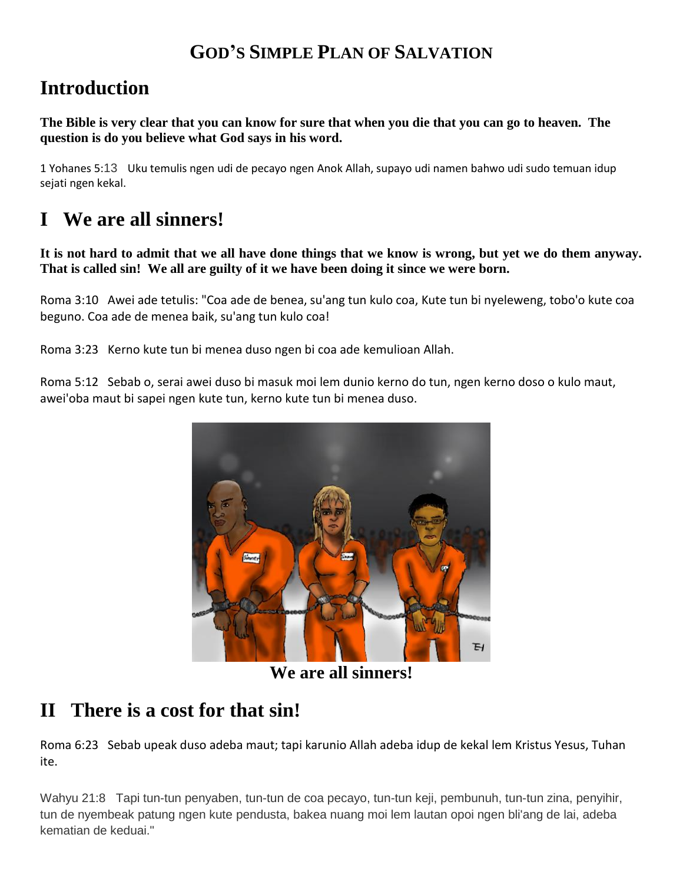# God's Simple Plan of Salvation

## Introduction

**The Bible is very clear that you can know for sure that when you die that you can go to heaven. The question is do you believe what God says in his word.**

1 Yohanes 5:13 Uku temulis ngen udi de pecayo ngen Anok Allah, supayo udi namen bahwo udi sudo temuan idup sejati ngen kekal.

## I We are all sinners!

**It is not hard to admit that we all have done things that we know is wrong, but yet we do them anyway. That is called sin! We all are guilty of it we have been doing it since we were born.**

Roma 3:10 Awei ade tetulis: "Coa ade de benea, su'ang tun kulo coa, Kute tun bi nyeleweng, tobo'o kute coa beguno. Coa ade de menea baik, su'ang tun kulo coa!

Roma 3:23 Kerno kute tun bi menea duso ngen bi coa ade kemulioan Allah.

Roma 5:12 Sebab o, serai awei duso bi masuk moi lem dunio kerno do tun, ngen kerno doso o kulo maut, awei'oba maut bi sapei ngen kute tun, kerno kute tun bi menea duso.

**We are all sinners!**

## II There is a cost for that sin!

Roma 6:23 Sebab upeak duso adeba maut; tapi karunio Allah adeba idup de kekal lem Kristus Yesus, Tuhan ite.

Wahyu 21:8 Tapi tun-tun penyaben, tun-tun de coa pecayo, tun-tun keji, pembunuh, tun-tun zina, penyihir, tun de nyembeak patung ngen kute pendusta, bakea nuang moi lem lautan opoi ngen bli'ang de lai, adeba kematian de keduai."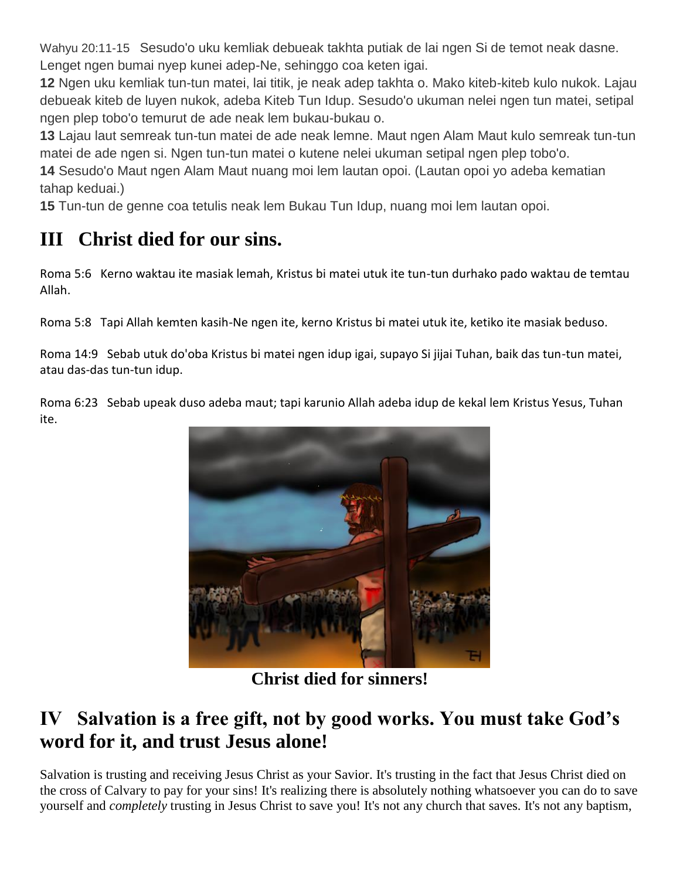Wahyu 20:11-15 Sesudo'o uku kemliak debueak takhta putiak de lai ngen Si de temot neak dasne. Lenget ngen bumai nyep kunei adep-Ne, sehinggo coa keten igai.

**12** Ngen uku kemliak tun-tun matei, lai titik, je neak adep takhta o. Mako kiteb-kiteb kulo nukok. Lajau debueak kiteb de luyen nukok, adeba Kiteb Tun Idup. Sesudo'o ukuman nelei ngen tun matei, setipal ngen plep tobo'o temurut de ade neak lem bukau-bukau o.

**13** Lajau laut semreak tun-tun matei de ade neak lemne. Maut ngen Alam Maut kulo semreak tun-tun matei de ade ngen si. Ngen tun-tun matei o kutene nelei ukuman setipal ngen plep tobo'o.

**14** Sesudo'o Maut ngen Alam Maut nuang moi lem lautan opoi. (Lautan opoi yo adeba kematian tahap keduai.)

**15** Tun-tun de genne coa tetulis neak lem Bukau Tun Idup, nuang moi lem lautan opoi.

## III Christ died for our sins.

Roma 5:6 Kerno waktau ite masiak lemah, Kristus bi matei utuk ite tun-tun durhako pado waktau de temtau Allah.

Roma 5:8 Tapi Allah kemten kasih-Ne ngen ite, kerno Kristus bi matei utuk ite, ketiko ite masiak beduso.

Roma 14:9 Sebab utuk do'oba Kristus bi matei ngen idup igai, supayo Si jijai Tuhan, baik das tun-tun matei, atau das-das tun-tun idup.

Roma 6:23 Sebab upeak duso adeba maut; tapi karunio Allah adeba idup de kekal lem Kristus Yesus, Tuhan ite.

**Christ died for sinners!**

## IV Salvation is a free gift, not by good works. You must take God's word for it, and trust Jesus alone!

Salvation is trusting and receiving Jesus Christ as your Savior. It's trusting in the fact that Jesus Christ died on the cross of Calvary to pay for your sins! It's realizing there is absolutely nothing whatsoever you can do to save yourself and *completely* trusting in Jesus Christ to save you! It's not any church that saves. It's not any baptism,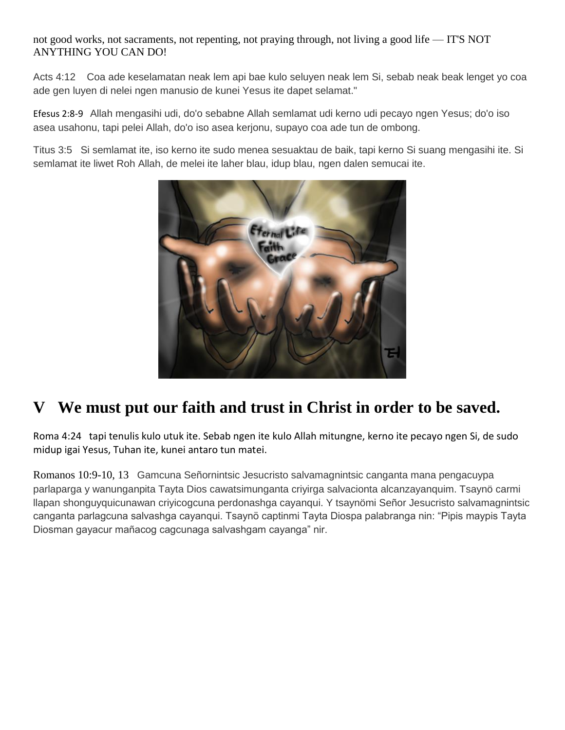not good works, not sacraments, not repenting, not praying through, not living a good life — IT'S NOT ANYTHING YOU CAN DO!

Acts 4:12 Coa ade keselamatan neak lem api bae kulo seluyen neak lem Si, sebab neak beak lenget yo coa ade gen luyen di nelei ngen manusio de kunei Yesus ite dapet selamat."

Efesus 2:8-9 Allah mengasihi udi, do'o sebabne Allah semlamat udi kerno udi pecayo ngen Yesus; do'o iso asea usahonu, tapi pelei Allah, do'o iso asea kerjonu, supayo coa ade tun de ombong.

Titus 3:5 Si semlamat ite, iso kerno ite sudo menea sesuaktau de baik, tapi kerno Si suang mengasihi ite. Si semlamat ite liwet Roh Allah, de melei ite laher blau, idup blau, ngen dalen semucai ite.

# V We must put our faith and trust in Christ in order to be saved.

Roma 4:24 tapi tenulis kulo utuk ite. Sebab ngen ite kulo Allah mitungne, kerno ite pecayo ngen Si, de sudo midup igai Yesus, Tuhan ite, kunei antaro tun matei.

Romanos 10:9-10, 13 Gamcuna Señornintsic Jesucristo salvamagnintsic canganta mana pengacuypa parlaparga y wanunganpita Tayta Dios cawatsimunganta criyirga salvacionta alcanzayanquim. Tsaynö carmi llapan shonguyquicunawan criyicogcuna perdonashga cayanqui. Y tsaynömi Señor Jesucristo salvamagnintsic canganta parlagcuna salvashga cayanqui. Tsaynö captinmi Tayta Diospa palabranga nin: "Pipis maypis Tayta Diosman gayacur mañacog cagcunaga salvashgam cayanga" nir.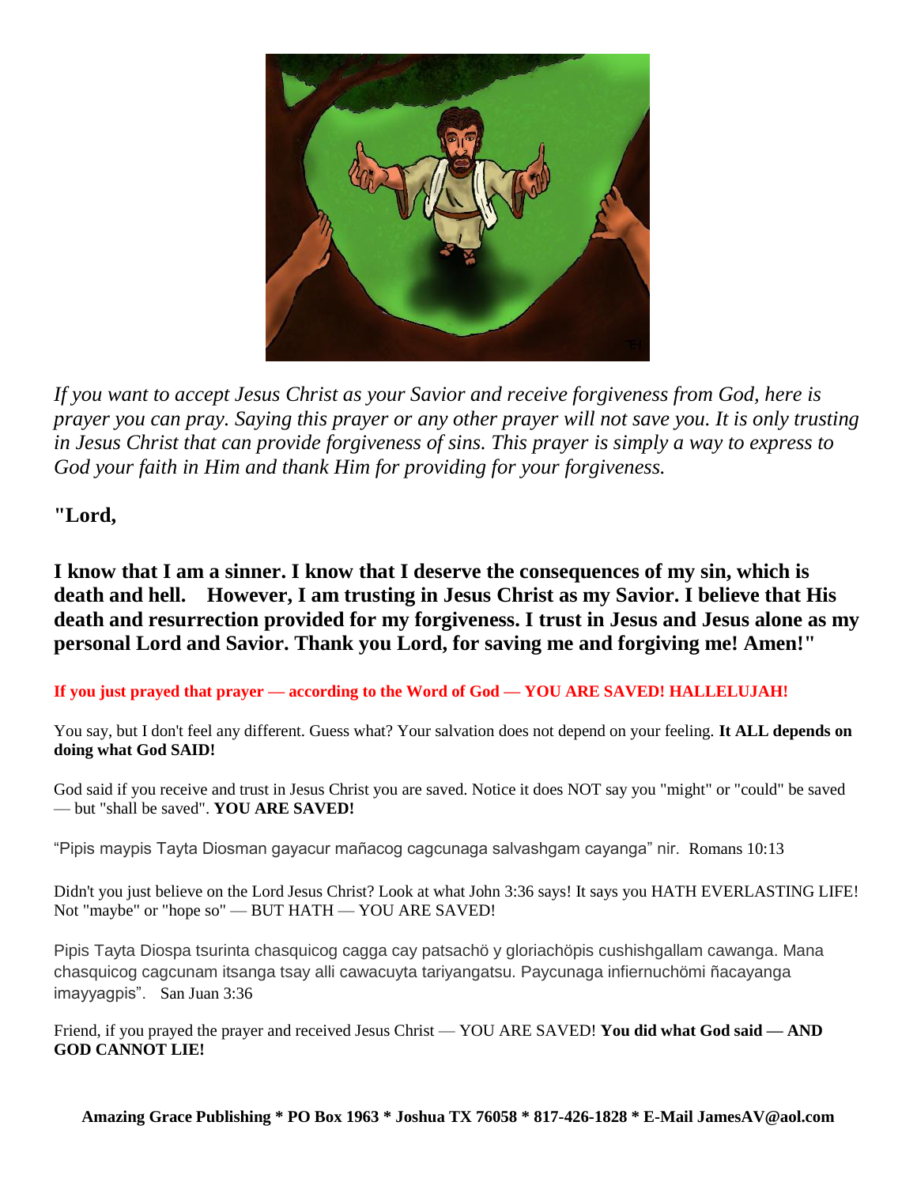*If you want to accept Jesus Christ as your Savior and receive forgiveness from God, here is prayer you can pray. Saying this prayer or any other prayer will not save you. It is only trusting in Jesus Christ that can provide forgiveness of sins. This prayer is simply a way to express to God your faith in Him and thank Him for providing for your forgiveness.*

**"Lord,**

**I know that I am a sinner. I know that I deserve the consequences of my sin, which is death and hell. However, I am trusting in Jesus Christ as my Savior. I believe that His death and resurrection provided for my forgiveness. I trust in Jesus and Jesus alone as my personal Lord and Savior. Thank you Lord, for saving me and forgiving me! Amen!"**

**If you just prayed that prayer — according to the Word of God — YOU ARE SAVED! HALLELUJAH!**

You say, but I don't feel any different. Guess what? Your salvation does not depend on your feeling. **It ALL depends on doing what God SAID!**

God said if you receive and trust in Jesus Christ you are saved. Notice it does NOT say you "might" or "could" be saved — but "shall be saved". **YOU ARE SAVED!**

"Pipis maypis Tayta Diosman gayacur mañacog cagcunaga salvashgam cayanga" nir. Romans 10:13

Didn't you just believe on the Lord Jesus Christ? Look at what John 3:36 says! It says you HATH EVERLASTING LIFE! Not "maybe" or "hope so" — BUT HATH — YOU ARE SAVED!

Pipis Tayta Diospa tsurinta chasquicog cagga cay patsachö y gloriachöpis cushishgallam cawanga. Mana chasquicog cagcunam itsanga tsay alli cawacuyta tariyangatsu. Paycunaga infiernuchömi ñacayanga imayyagpis". San Juan 3:36

Friend, if you prayed the prayer and received Jesus Christ — YOU ARE SAVED! **You did what God said — AND GOD CANNOT LIE!**

**Amazing Grace Publishing * PO Box 1963 * Joshua TX 76058 * 817-426-1828 * E-Mail JamesAV@aol.com**